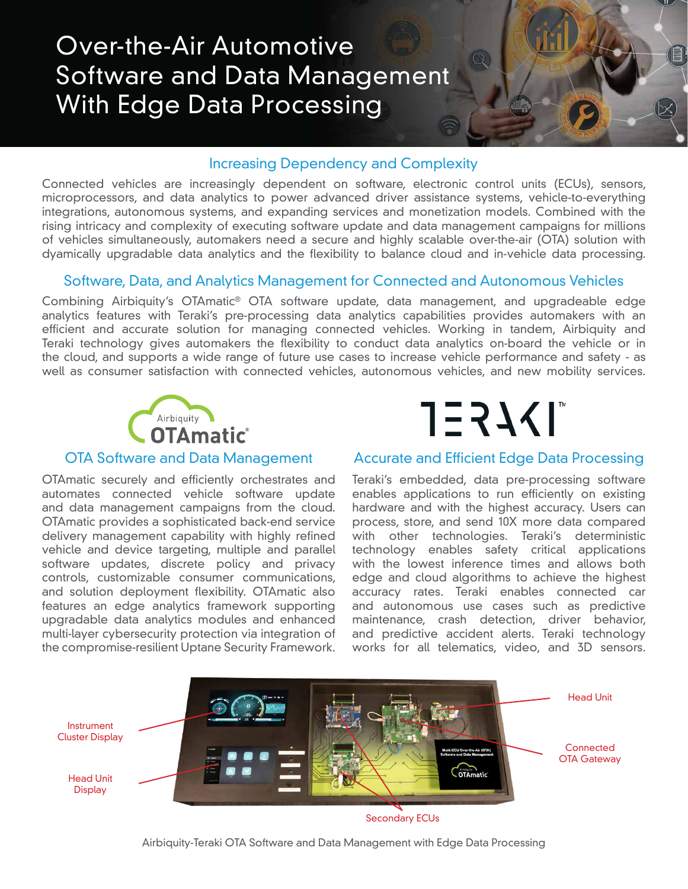# Over-the-Air Automotive Software and Data Management With Edge Data Processing

## Increasing Dependency and Complexity

Connected vehicles are increasingly dependent on software, electronic control units (ECUs), sensors, microprocessors, and data analytics to power advanced driver assistance systems, vehicle-to-everything integrations, autonomous systems, and expanding services and monetization models. Combined with the rising intricacy and complexity of executing software update and data management campaigns for millions of vehicles simultaneously, automakers need a secure and highly scalable over-the-air (OTA) solution with dyamically upgradable data analytics and the flexibility to balance cloud and in-vehicle data processing.

## Software, Data, and Analytics Management for Connected and Autonomous Vehicles

Combining Airbiquity's OTAmatic® OTA software update, data management, and upgradeable edge analytics features with Teraki's pre-processing data analytics capabilities provides automakers with an efficient and accurate solution for managing connected vehicles. Working in tandem, Airbiquity and Teraki technology gives automakers the flexibility to conduct data analytics on-board the vehicle or in the cloud, and supports a wide range of future use cases to increase vehicle performance and safety - as well as consumer satisfaction with connected vehicles, autonomous vehicles, and new mobility services.

Airbiquity OTAmatic®

### OTA Software and Data Management

OTAmatic securely and efficiently orchestrates and automates connected vehicle software update and data management campaigns from the cloud. OTAmatic provides a sophisticated back-end service delivery management capability with highly refined vehicle and device targeting, multiple and parallel software updates, discrete policy and privacy controls, customizable consumer communications, and solution deployment flexibility. OTAmatic also features an edge analytics framework supporting upgradable data analytics modules and enhanced multi-layer cybersecurity protection via integration of the compromise-resilient Uptane Security Framework.

TERAKI™

### Accurate and Efficient Edge Data Processing

Teraki's embedded, data pre-processing software enables applications to run efficiently on existing hardware and with the highest accuracy. Users can process, store, and send 10X more data compared with other technologies. Teraki's deterministic technology enables safety critical applications with the lowest inference times and allows both edge and cloud algorithms to achieve the highest accuracy rates. Teraki enables connected car and autonomous use cases such as predictive maintenance, crash detection, driver behavior, and predictive accident alerts. Teraki technology works for all telematics, video, and 3D sensors.

Instrument Cluster Display

Head Unit Display

Head Unit

Connected OTA Gateway

Secondary ECUs

Airbiquity-Teraki OTA Software and Data Management with Edge Data Processing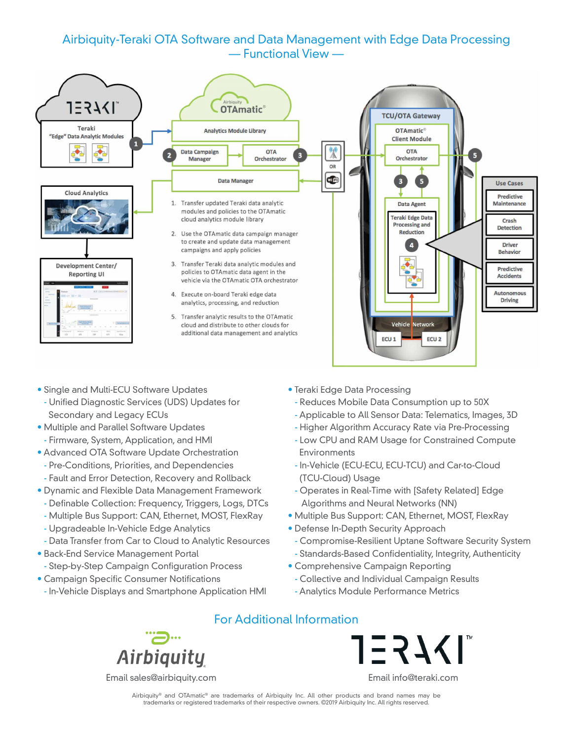# Airbiquity-Teraki OTA Software and Data Management with Edge Data Processing — Functional View —

TERAKI

Teraki "Edge" Data Analytic Modules

Airbiquity OTAmatic®

Analytics Module Library

Data Campaign Manager

OTA Orchestrator

Data Manager

OR

Cloud Analytics

Development Center/ Reporting UI

TCU/OTA Gateway

OTAmatic® Client Module

OTA Orchestrator

Data Agent

Teraki Edge Data Processing and Reduction

Vehicle Network

ECU 1

ECU 2

Use Cases

Predictive Maintenance

Crash Detection

Driver Behavior

Predictive Accidents

Autonomous Driving

1. Transfer updated Teraki data analytic modules and policies to the OTAmatic cloud analytics module library
2. Use the OTAmatic data campaign manager to create and update data management campaigns and apply policies
3. Transfer Teraki data analytic modules and policies to OTAmatic data agent in the vehicle via the OTAmatic OTA orchestrator
4. Execute on-board Teraki edge data analytics, processing, and reduction
5. Transfer analytic results to the OTAmatic cloud and distribute to other clouds for additional data management and analytics

- Single and Multi-ECU Software Updates
  - Unified Diagnostic Services (UDS) Updates for Secondary and Legacy ECUs
- Multiple and Parallel Software Updates
  - Firmware, System, Application, and HMI
- Advanced OTA Software Update Orchestration
  - Pre-Conditions, Priorities, and Dependencies
  - Fault and Error Detection, Recovery and Rollback
- Dynamic and Flexible Data Management Framework
  - Definable Collection: Frequency, Triggers, Logs, DTCs
  - Multiple Bus Support: CAN, Ethernet, MOST, FlexRay
  - Upgradeable In-Vehicle Edge Analytics
  - Data Transfer from Car to Cloud to Analytic Resources
- Back-End Service Management Portal
  - Step-by-Step Campaign Configuration Process
- Campaign Specific Consumer Notifications
  - In-Vehicle Displays and Smartphone Application HMI
- Teraki Edge Data Processing
  - Reduces Mobile Data Consumption up to 50X
  - Applicable to All Sensor Data: Telematics, Images, 3D
  - Higher Algorithm Accuracy Rate via Pre-Processing
  - Low CPU and RAM Usage for Constrained Compute Environments
  - In-Vehicle (ECU-ECU, ECU-TCU) and Car-to-Cloud (TCU-Cloud) Usage
  - Operates in Real-Time with [Safety Related] Edge Algorithms and Neural Networks (NN)
- Multiple Bus Support: CAN, Ethernet, MOST, FlexRay
- Defense In-Depth Security Approach
  - Compromise-Resilient Uptane Software Security System
  - Standards-Based Confidentiality, Integrity, Authenticity
- Comprehensive Campaign Reporting
  - Collective and Individual Campaign Results
  - Analytics Module Performance Metrics

## For Additional Information

Airbiquity

Email sales@airbiquity.com

TERAKI™

Email info@teraki.com

Airbiquity® and OTAmatic® are trademarks of Airbiquity Inc. All other products and brand names may be trademarks or registered trademarks of their respective owners. ©2019 Airbiquity Inc. All rights reserved.